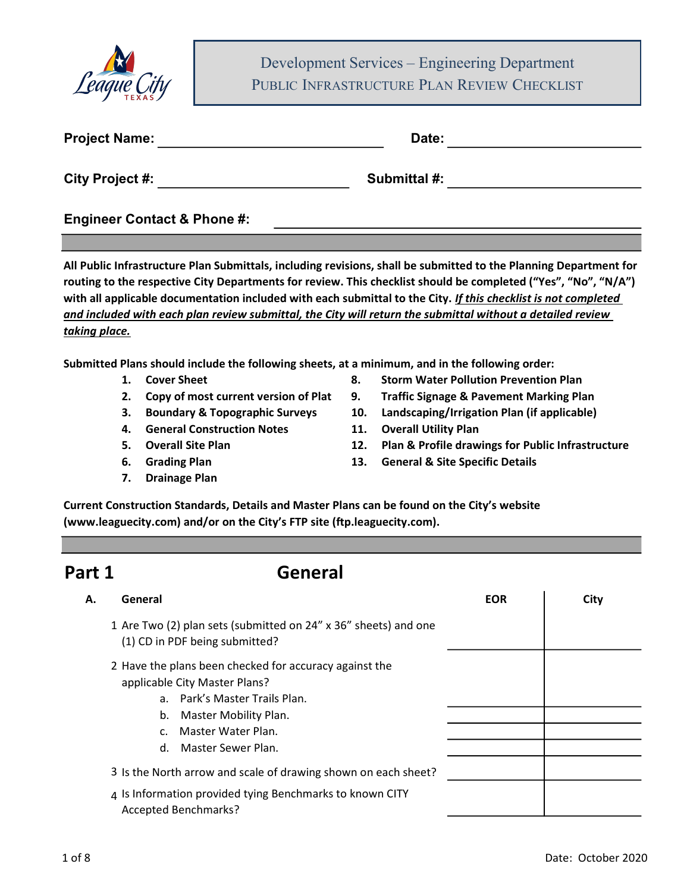# Development Services – Engineering Department

## Public Infrastructure Plan Review Checklist

**Project Name:** ______________________________ **Date:** ______________________

**City Project #:** ______________________ **Submittal #:** ______________________

**Engineer Contact & Phone #:** ______________________________

**All Public Infrastructure Plan Submittals, including revisions, shall be submitted to the Planning Department for routing to the respective City Departments for review. This checklist should be completed ("Yes", "No", "N/A") with all applicable documentation included with each submittal to the City. *<u>If this checklist is not completed and included with each plan review submittal, the City will return the submittal without a detailed review taking place.</u>***

**Submitted Plans should include the following sheets, at a minimum, and in the following order:**

1. **Cover Sheet**
2. **Copy of most current version of Plat**
3. **Boundary & Topographic Surveys**
4. **General Construction Notes**
5. **Overall Site Plan**
6. **Grading Plan**
7. **Drainage Plan**
8. **Storm Water Pollution Prevention Plan**
9. **Traffic Signage & Pavement Marking Plan**
10. **Landscaping/Irrigation Plan (if applicable)**
11. **Overall Utility Plan**
12. **Plan & Profile drawings for Public Infrastructure**
13. **General & Site Specific Details**

**Current Construction Standards, Details and Master Plans can be found on the City's website (www.leaguecity.com) and/or on the City's FTP site (ftp.leaguecity.com).**

## Part 1 General

| **A.** | **General** | **EOR** | **City** |
|---|---|---|---|
| 1 | Are Two (2) plan sets (submitted on 24" x 36" sheets) and one (1) CD in PDF being submitted? | | |
| 2 | Have the plans been checked for accuracy against the applicable City Master Plans? | | |
| | a. Park's Master Trails Plan. | | |
| | b. Master Mobility Plan. | | |
| | c. Master Water Plan. | | |
| | d. Master Sewer Plan. | | |
| 3 | Is the North arrow and scale of drawing shown on each sheet? | | |
| 4 | Is Information provided tying Benchmarks to known CITY Accepted Benchmarks? | | |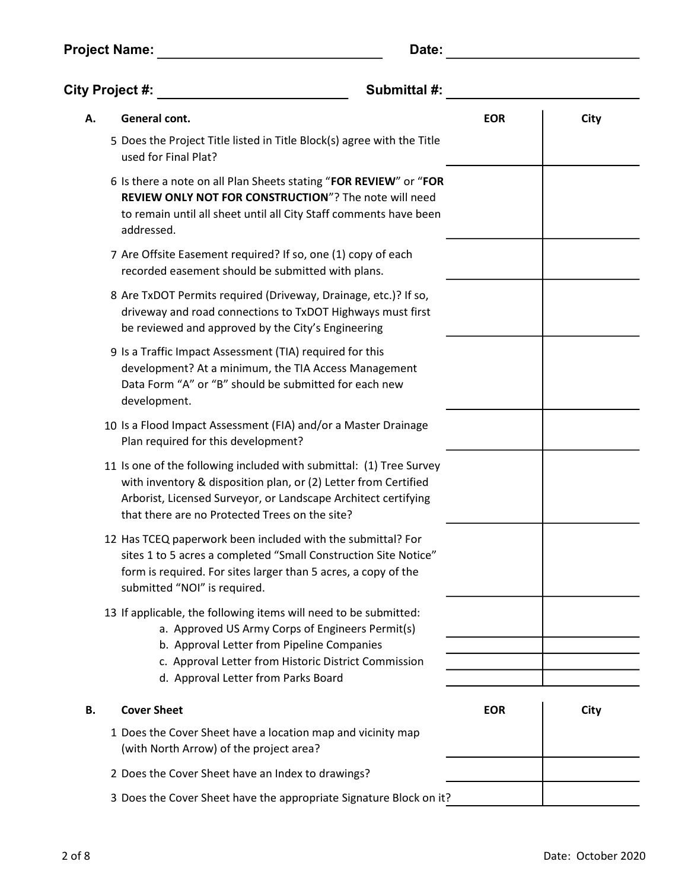**Project Name:** ______________________________ **Date:** ______________________________

**City Project #:** ______________________________ **Submittal #:** ______________________________

| A. | General cont. | EOR | City |
|---|---|---|---|
| 5 | Does the Project Title listed in Title Block(s) agree with the Title used for Final Plat? | | |
| 6 | Is there a note on all Plan Sheets stating "**FOR REVIEW**" or "**FOR REVIEW ONLY NOT FOR CONSTRUCTION**"? The note will need to remain until all sheet until all City Staff comments have been addressed. | | |
| 7 | Are Offsite Easement required? If so, one (1) copy of each recorded easement should be submitted with plans. | | |
| 8 | Are TxDOT Permits required (Driveway, Drainage, etc.)? If so, driveway and road connections to TxDOT Highways must first be reviewed and approved by the City's Engineering | | |
| 9 | Is a Traffic Impact Assessment (TIA) required for this development? At a minimum, the TIA Access Management Data Form "A" or "B" should be submitted for each new development. | | |
| 10 | Is a Flood Impact Assessment (FIA) and/or a Master Drainage Plan required for this development? | | |
| 11 | Is one of the following included with submittal: (1) Tree Survey with inventory & disposition plan, or (2) Letter from Certified Arborist, Licensed Surveyor, or Landscape Architect certifying that there are no Protected Trees on the site? | | |
| 12 | Has TCEQ paperwork been included with the submittal? For sites 1 to 5 acres a completed "Small Construction Site Notice" form is required. For sites larger than 5 acres, a copy of the submitted "NOI" is required. | | |
| 13 | If applicable, the following items will need to be submitted: | | |
| | a. Approved US Army Corps of Engineers Permit(s) | | |
| | b. Approval Letter from Pipeline Companies | | |
| | c. Approval Letter from Historic District Commission | | |
| | d. Approval Letter from Parks Board | | |

| B. | Cover Sheet | EOR | City |
|---|---|---|---|
| 1 | Does the Cover Sheet have a location map and vicinity map (with North Arrow) of the project area? | | |
| 2 | Does the Cover Sheet have an Index to drawings? | | |
| 3 | Does the Cover Sheet have the appropriate Signature Block on it? | | |

Date: October 2020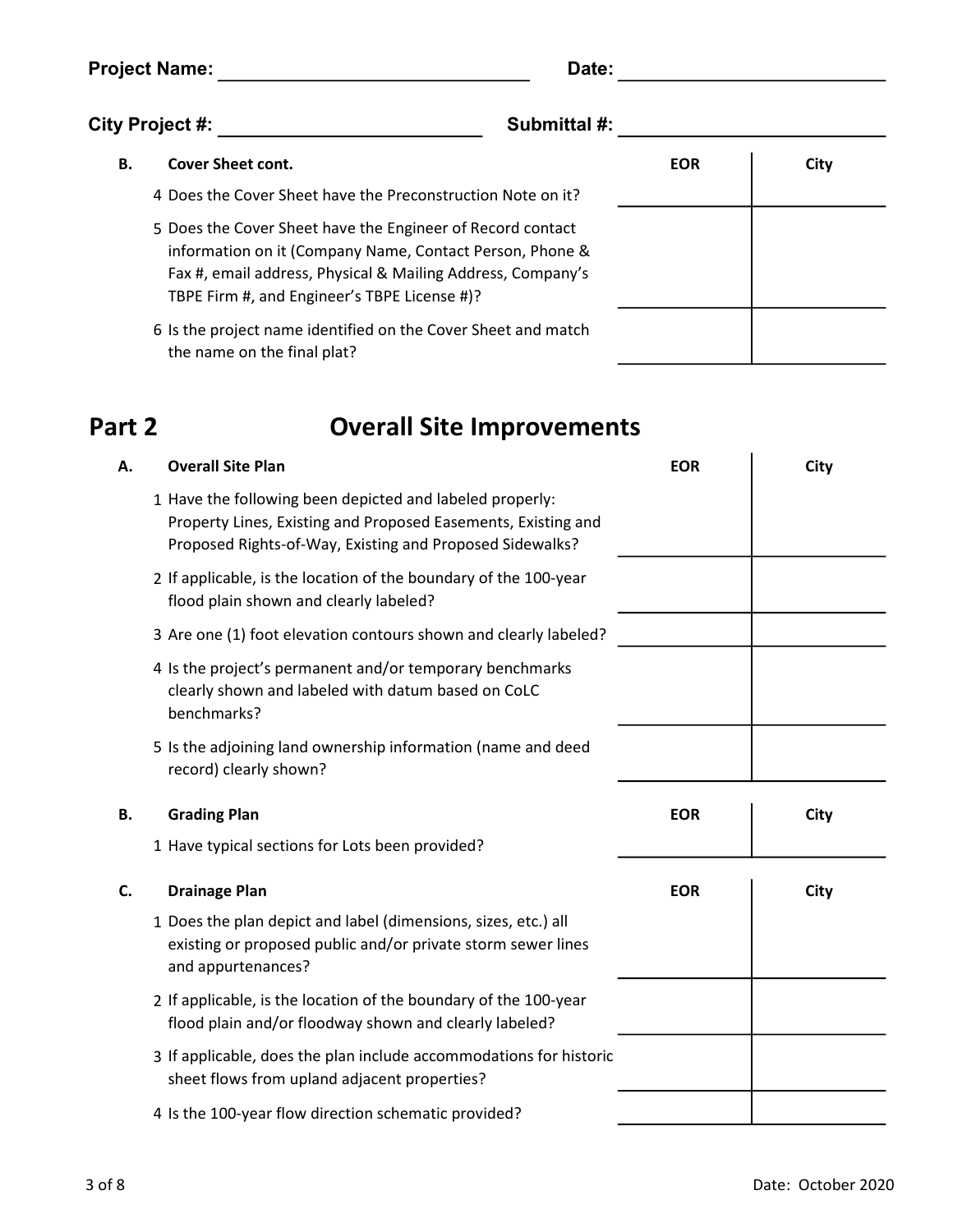**Project Name:** ______________________________ **Date:** __________________________

**City Project #:** __________________________ **Submittal #:** __________________________

| | **B. Cover Sheet cont.** | **EOR** | **City** |
|---|---|---|---|
| 4 | Does the Cover Sheet have the Preconstruction Note on it? | | |
| 5 | Does the Cover Sheet have the Engineer of Record contact information on it (Company Name, Contact Person, Phone & Fax #, email address, Physical & Mailing Address, Company's TBPE Firm #, and Engineer's TBPE License #)? | | |
| 6 | Is the project name identified on the Cover Sheet and match the name on the final plat? | | |

# Part 2 Overall Site Improvements

| | **A. Overall Site Plan** | **EOR** | **City** |
|---|---|---|---|
| 1 | Have the following been depicted and labeled properly: Property Lines, Existing and Proposed Easements, Existing and Proposed Rights-of-Way, Existing and Proposed Sidewalks? | | |
| 2 | If applicable, is the location of the boundary of the 100-year flood plain shown and clearly labeled? | | |
| 3 | Are one (1) foot elevation contours shown and clearly labeled? | | |
| 4 | Is the project's permanent and/or temporary benchmarks clearly shown and labeled with datum based on CoLC benchmarks? | | |
| 5 | Is the adjoining land ownership information (name and deed record) clearly shown? | | |

| | **B. Grading Plan** | **EOR** | **City** |
|---|---|---|---|
| 1 | Have typical sections for Lots been provided? | | |

| | **C. Drainage Plan** | **EOR** | **City** |
|---|---|---|---|
| 1 | Does the plan depict and label (dimensions, sizes, etc.) all existing or proposed public and/or private storm sewer lines and appurtenances? | | |
| 2 | If applicable, is the location of the boundary of the 100-year flood plain and/or floodway shown and clearly labeled? | | |
| 3 | If applicable, does the plan include accommodations for historic sheet flows from upland adjacent properties? | | |
| 4 | Is the 100-year flow direction schematic provided? | | |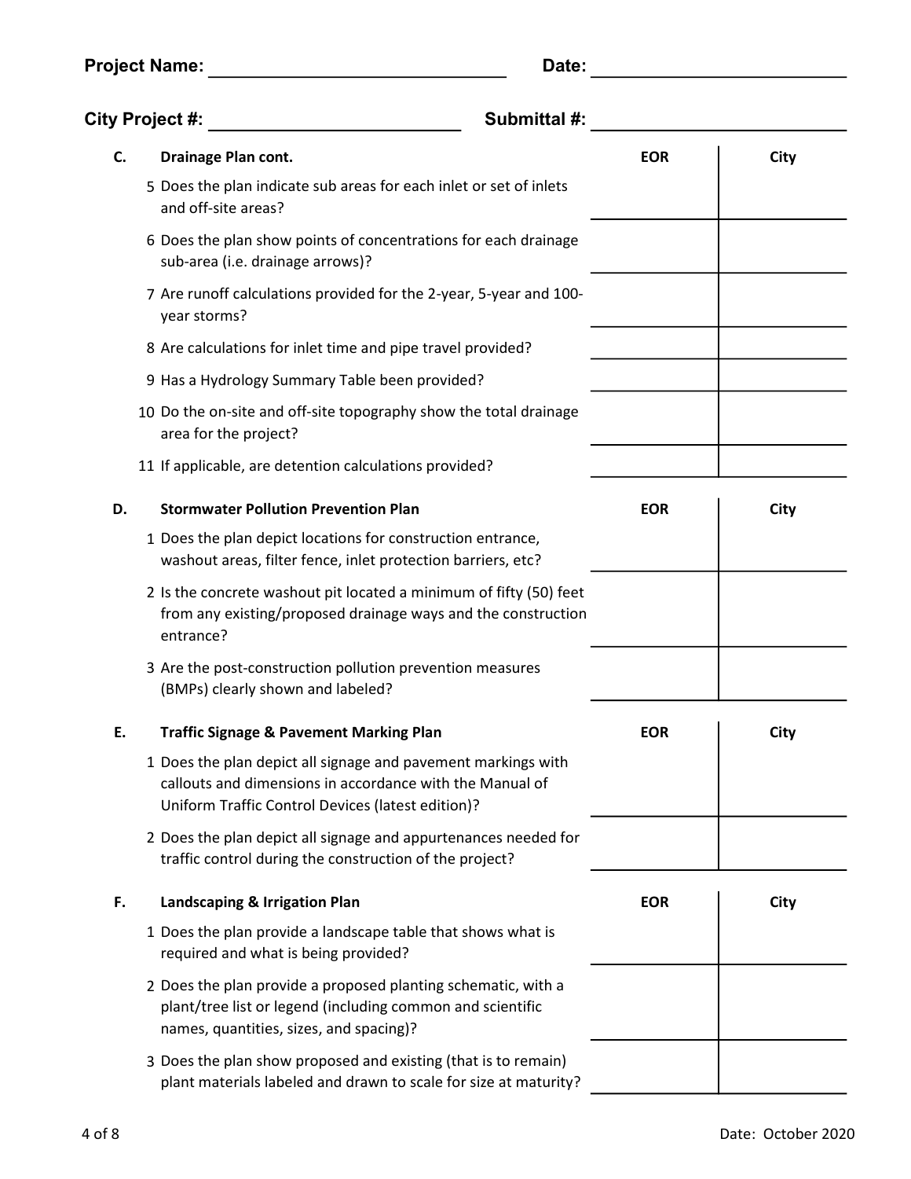**Project Name:** ______________________________ **Date:** ________________________

**City Project #:** ________________________ **Submittal #:** ________________________

| C. | Drainage Plan cont. | EOR | City |
|---|---|---|---|
| 5 | Does the plan indicate sub areas for each inlet or set of inlets and off-site areas? | | |
| 6 | Does the plan show points of concentrations for each drainage sub-area (i.e. drainage arrows)? | | |
| 7 | Are runoff calculations provided for the 2-year, 5-year and 100-year storms? | | |
| 8 | Are calculations for inlet time and pipe travel provided? | | |
| 9 | Has a Hydrology Summary Table been provided? | | |
| 10 | Do the on-site and off-site topography show the total drainage area for the project? | | |
| 11 | If applicable, are detention calculations provided? | | |

| D. | Stormwater Pollution Prevention Plan | EOR | City |
|---|---|---|---|
| 1 | Does the plan depict locations for construction entrance, washout areas, filter fence, inlet protection barriers, etc? | | |
| 2 | Is the concrete washout pit located a minimum of fifty (50) feet from any existing/proposed drainage ways and the construction entrance? | | |
| 3 | Are the post-construction pollution prevention measures (BMPs) clearly shown and labeled? | | |

| E. | Traffic Signage & Pavement Marking Plan | EOR | City |
|---|---|---|---|
| 1 | Does the plan depict all signage and pavement markings with callouts and dimensions in accordance with the Manual of Uniform Traffic Control Devices (latest edition)? | | |
| 2 | Does the plan depict all signage and appurtenances needed for traffic control during the construction of the project? | | |

| F. | Landscaping & Irrigation Plan | EOR | City |
|---|---|---|---|
| 1 | Does the plan provide a landscape table that shows what is required and what is being provided? | | |
| 2 | Does the plan provide a proposed planting schematic, with a plant/tree list or legend (including common and scientific names, quantities, sizes, and spacing)? | | |
| 3 | Does the plan show proposed and existing (that is to remain) plant materials labeled and drawn to scale for size at maturity? | | |

Date: October 2020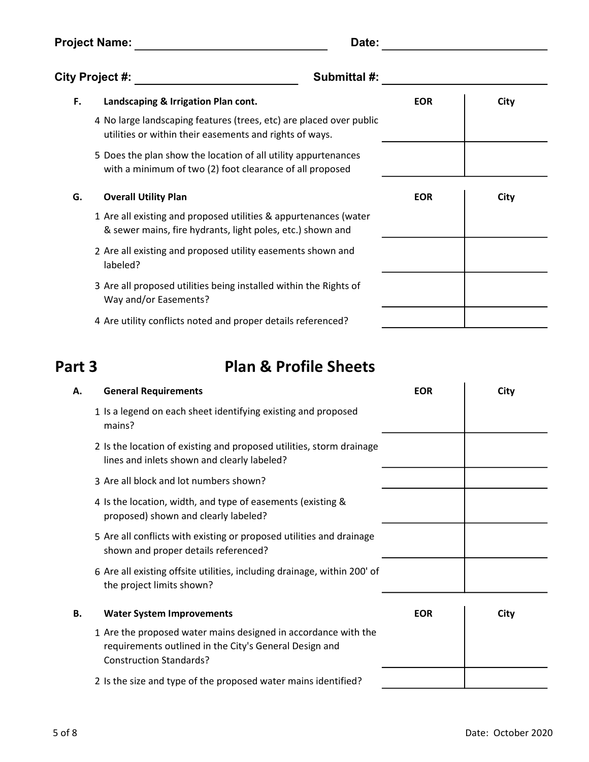**Project Name:** ______________________________ **Date:** ________________________

**City Project #:** ________________________ **Submittal #:** ________________________

| F. | Landscaping & Irrigation Plan cont. | EOR | City |
|---|---|---|---|
| 4 | No large landscaping features (trees, etc) are placed over public utilities or within their easements and rights of ways. | | |
| 5 | Does the plan show the location of all utility appurtenances with a minimum of two (2) foot clearance of all proposed | | |

| G. | Overall Utility Plan | EOR | City |
|---|---|---|---|
| 1 | Are all existing and proposed utilities & appurtenances (water & sewer mains, fire hydrants, light poles, etc.) shown and | | |
| 2 | Are all existing and proposed utility easements shown and labeled? | | |
| 3 | Are all proposed utilities being installed within the Rights of Way and/or Easements? | | |
| 4 | Are utility conflicts noted and proper details referenced? | | |

# Part 3 Plan & Profile Sheets

| A. | General Requirements | EOR | City |
|---|---|---|---|
| 1 | Is a legend on each sheet identifying existing and proposed mains? | | |
| 2 | Is the location of existing and proposed utilities, storm drainage lines and inlets shown and clearly labeled? | | |
| 3 | Are all block and lot numbers shown? | | |
| 4 | Is the location, width, and type of easements (existing & proposed) shown and clearly labeled? | | |
| 5 | Are all conflicts with existing or proposed utilities and drainage shown and proper details referenced? | | |
| 6 | Are all existing offsite utilities, including drainage, within 200' of the project limits shown? | | |

| B. | Water System Improvements | EOR | City |
|---|---|---|---|
| 1 | Are the proposed water mains designed in accordance with the requirements outlined in the City's General Design and Construction Standards? | | |
| 2 | Is the size and type of the proposed water mains identified? | | |

Date: October 2020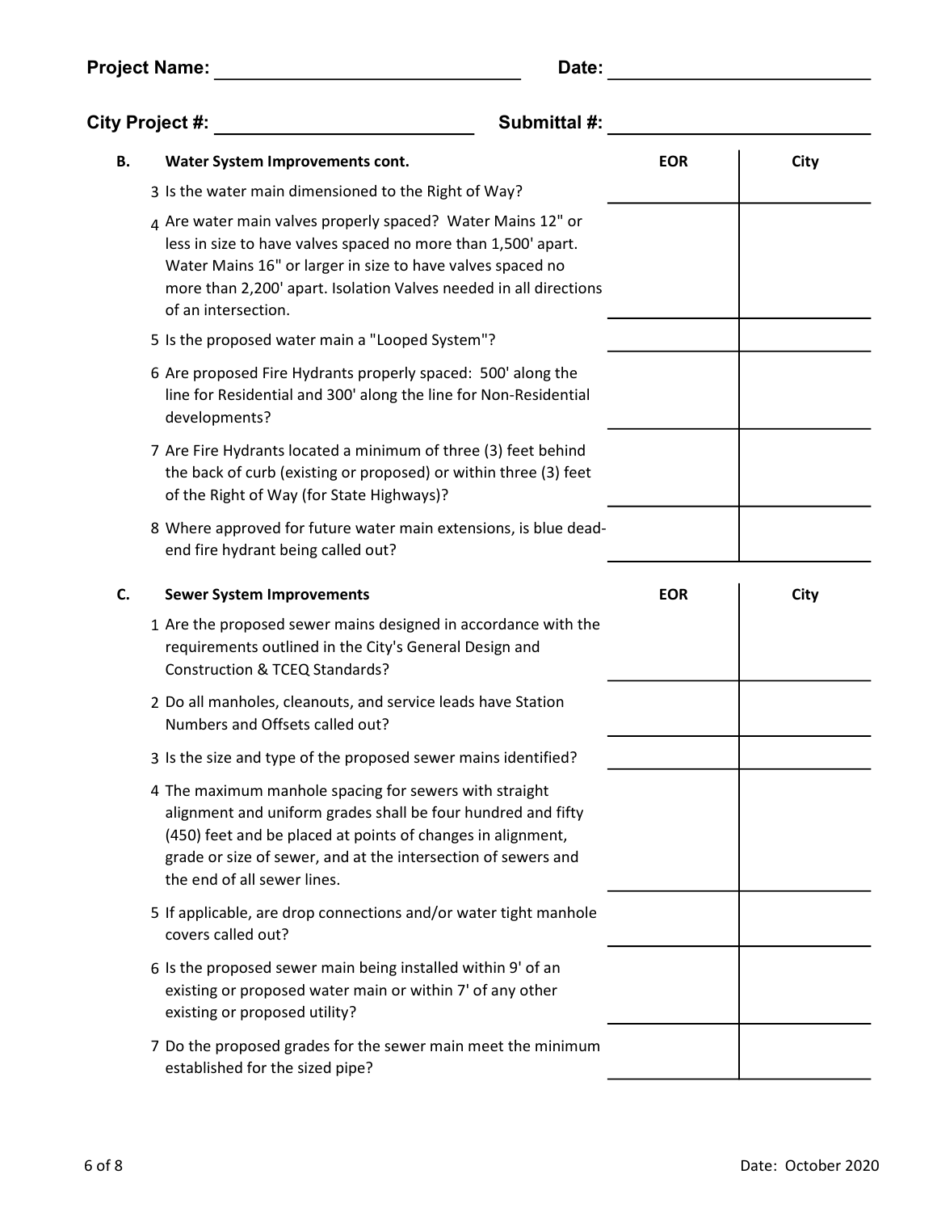**Project Name:** ______________________________ **Date:** ________________________

**City Project #:** ________________________ **Submittal #:** ________________________

| **B.** | **Water System Improvements cont.** | **EOR** | **City** |
|---|---|---|---|
| 3 | Is the water main dimensioned to the Right of Way? | | |
| 4 | Are water main valves properly spaced? Water Mains 12" or less in size to have valves spaced no more than 1,500' apart. Water Mains 16" or larger in size to have valves spaced no more than 2,200' apart. Isolation Valves needed in all directions of an intersection. | | |
| 5 | Is the proposed water main a "Looped System"? | | |
| 6 | Are proposed Fire Hydrants properly spaced: 500' along the line for Residential and 300' along the line for Non-Residential developments? | | |
| 7 | Are Fire Hydrants located a minimum of three (3) feet behind the back of curb (existing or proposed) or within three (3) feet of the Right of Way (for State Highways)? | | |
| 8 | Where approved for future water main extensions, is blue dead-end fire hydrant being called out? | | |

| **C.** | **Sewer System Improvements** | **EOR** | **City** |
|---|---|---|---|
| 1 | Are the proposed sewer mains designed in accordance with the requirements outlined in the City's General Design and Construction & TCEQ Standards? | | |
| 2 | Do all manholes, cleanouts, and service leads have Station Numbers and Offsets called out? | | |
| 3 | Is the size and type of the proposed sewer mains identified? | | |
| 4 | The maximum manhole spacing for sewers with straight alignment and uniform grades shall be four hundred and fifty (450) feet and be placed at points of changes in alignment, grade or size of sewer, and at the intersection of sewers and the end of all sewer lines. | | |
| 5 | If applicable, are drop connections and/or water tight manhole covers called out? | | |
| 6 | Is the proposed sewer main being installed within 9' of an existing or proposed water main or within 7' of any other existing or proposed utility? | | |
| 7 | Do the proposed grades for the sewer main meet the minimum established for the sized pipe? | | |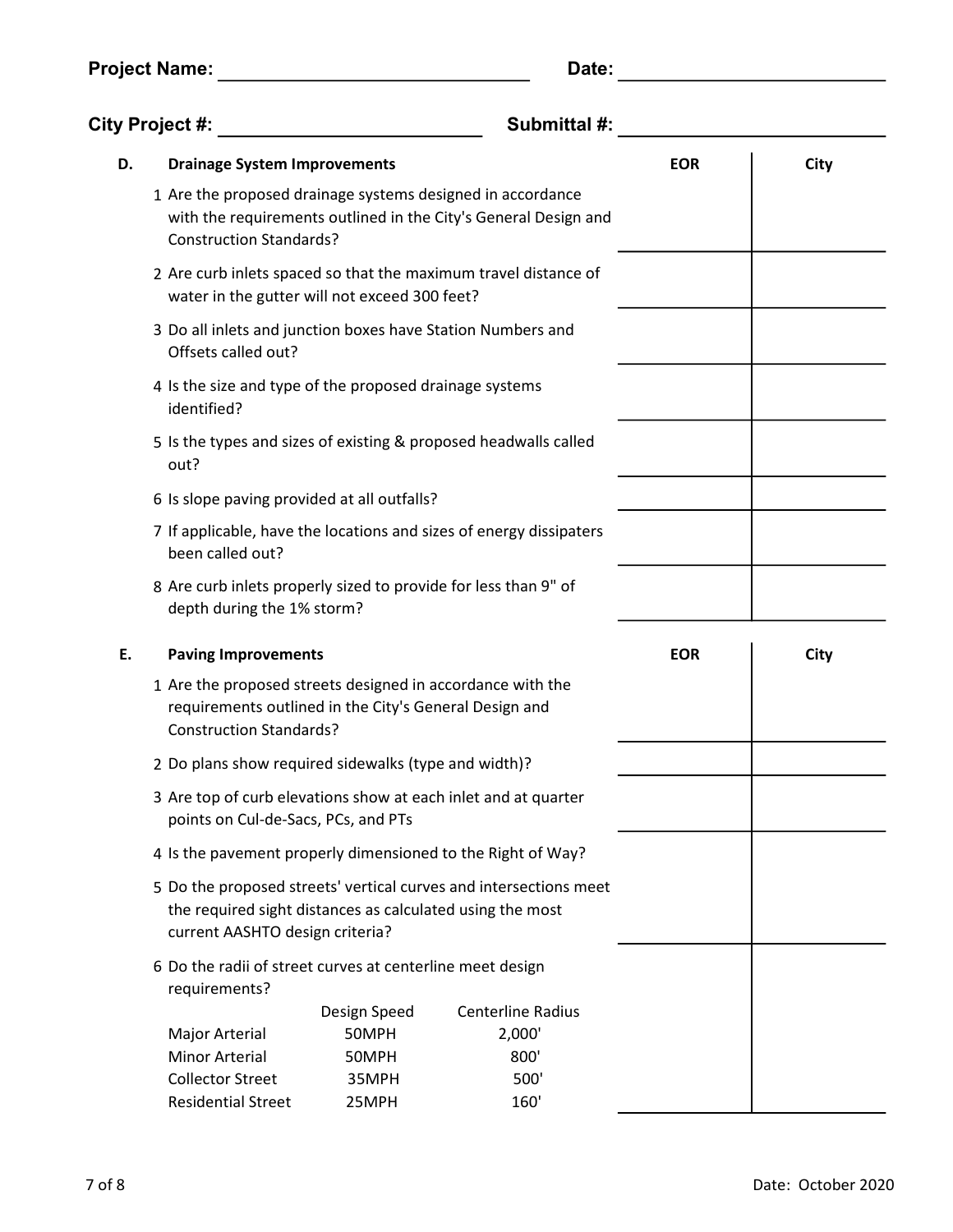**Project Name:** ______________________________ **Date:** ______________________________

**City Project #:** ______________________________ **Submittal #:** ______________________________

| D. | Drainage System Improvements | EOR | City |
|---|---|---|---|
| 1 | Are the proposed drainage systems designed in accordance with the requirements outlined in the City's General Design and Construction Standards? | | |
| 2 | Are curb inlets spaced so that the maximum travel distance of water in the gutter will not exceed 300 feet? | | |
| 3 | Do all inlets and junction boxes have Station Numbers and Offsets called out? | | |
| 4 | Is the size and type of the proposed drainage systems identified? | | |
| 5 | Is the types and sizes of existing & proposed headwalls called out? | | |
| 6 | Is slope paving provided at all outfalls? | | |
| 7 | If applicable, have the locations and sizes of energy dissipaters been called out? | | |
| 8 | Are curb inlets properly sized to provide for less than 9" of depth during the 1% storm? | | |

| E. | Paving Improvements | EOR | City |
|---|---|---|---|
| 1 | Are the proposed streets designed in accordance with the requirements outlined in the City's General Design and Construction Standards? | | |
| 2 | Do plans show required sidewalks (type and width)? | | |
| 3 | Are top of curb elevations show at each inlet and at quarter points on Cul-de-Sacs, PCs, and PTs | | |
| 4 | Is the pavement properly dimensioned to the Right of Way? | | |
| 5 | Do the proposed streets' vertical curves and intersections meet the required sight distances as calculated using the most current AASHTO design criteria? | | |
| 6 | Do the radii of street curves at centerline meet design requirements? | | |

| | Design Speed | Centerline Radius |
|---|---|---|
| Major Arterial | 50MPH | 2,000' |
| Minor Arterial | 50MPH | 800' |
| Collector Street | 35MPH | 500' |
| Residential Street | 25MPH | 160' |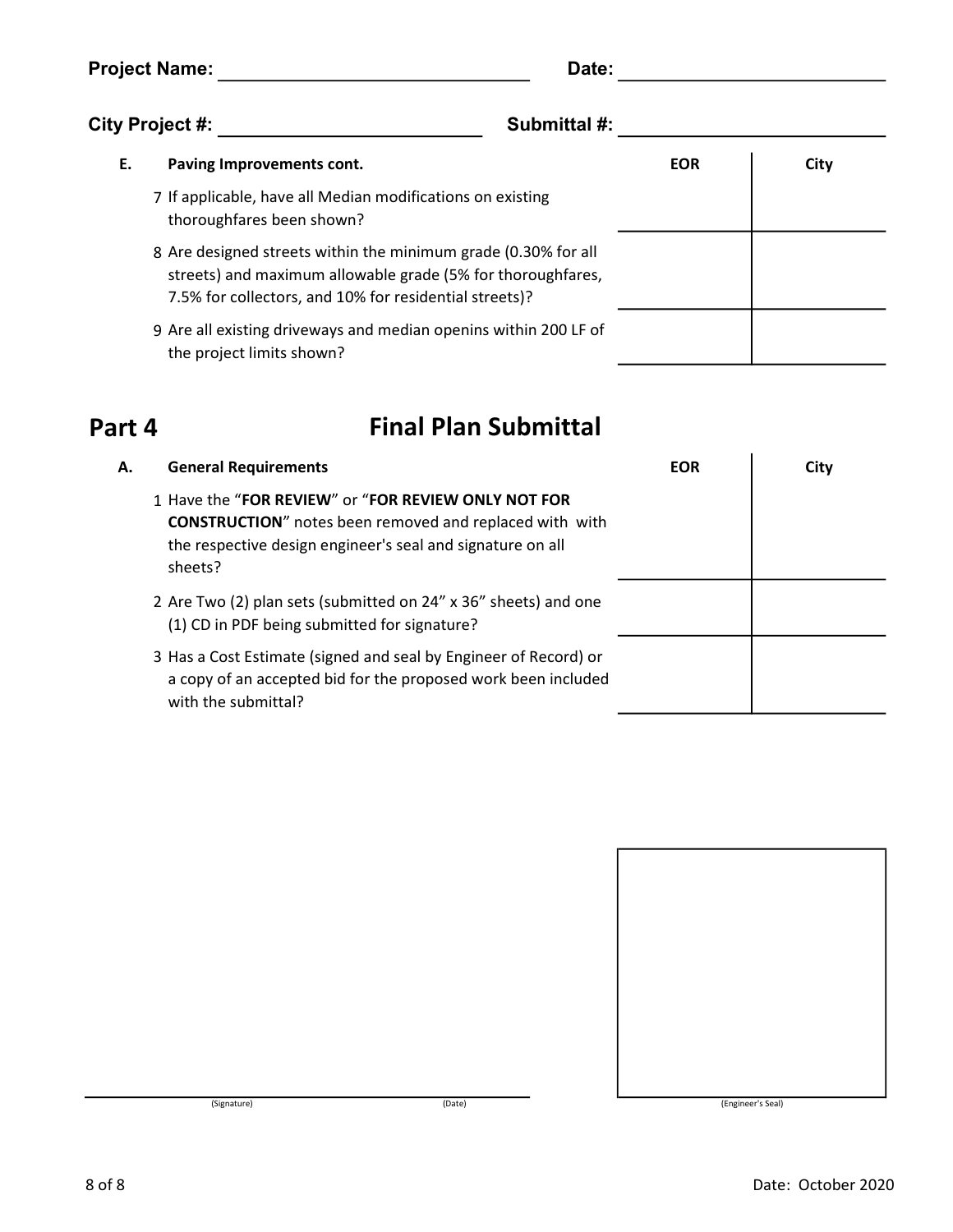**Project Name:** ______________________________ **Date:** ________________________

**City Project #:** ________________________ **Submittal #:** ________________________

| E. | Paving Improvements cont. | EOR | City |
|---|---|---|---|
| 7 | If applicable, have all Median modifications on existing thoroughfares been shown? | | |
| 8 | Are designed streets within the minimum grade (0.30% for all streets) and maximum allowable grade (5% for thoroughfares, 7.5% for collectors, and 10% for residential streets)? | | |
| 9 | Are all existing driveways and median openins within 200 LF of the project limits shown? | | |

## Part 4 Final Plan Submittal

| A. | General Requirements | EOR | City |
|---|---|---|---|
| 1 | Have the "**FOR REVIEW**" or "**FOR REVIEW ONLY NOT FOR CONSTRUCTION**" notes been removed and replaced with with the respective design engineer's seal and signature on all sheets? | | |
| 2 | Are Two (2) plan sets (submitted on 24" x 36" sheets) and one (1) CD in PDF being submitted for signature? | | |
| 3 | Has a Cost Estimate (signed and seal by Engineer of Record) or a copy of an accepted bid for the proposed work been included with the submittal? | | |

______________________________________________

(Signature) (Date)

(Engineer's Seal)

Date: October 2020